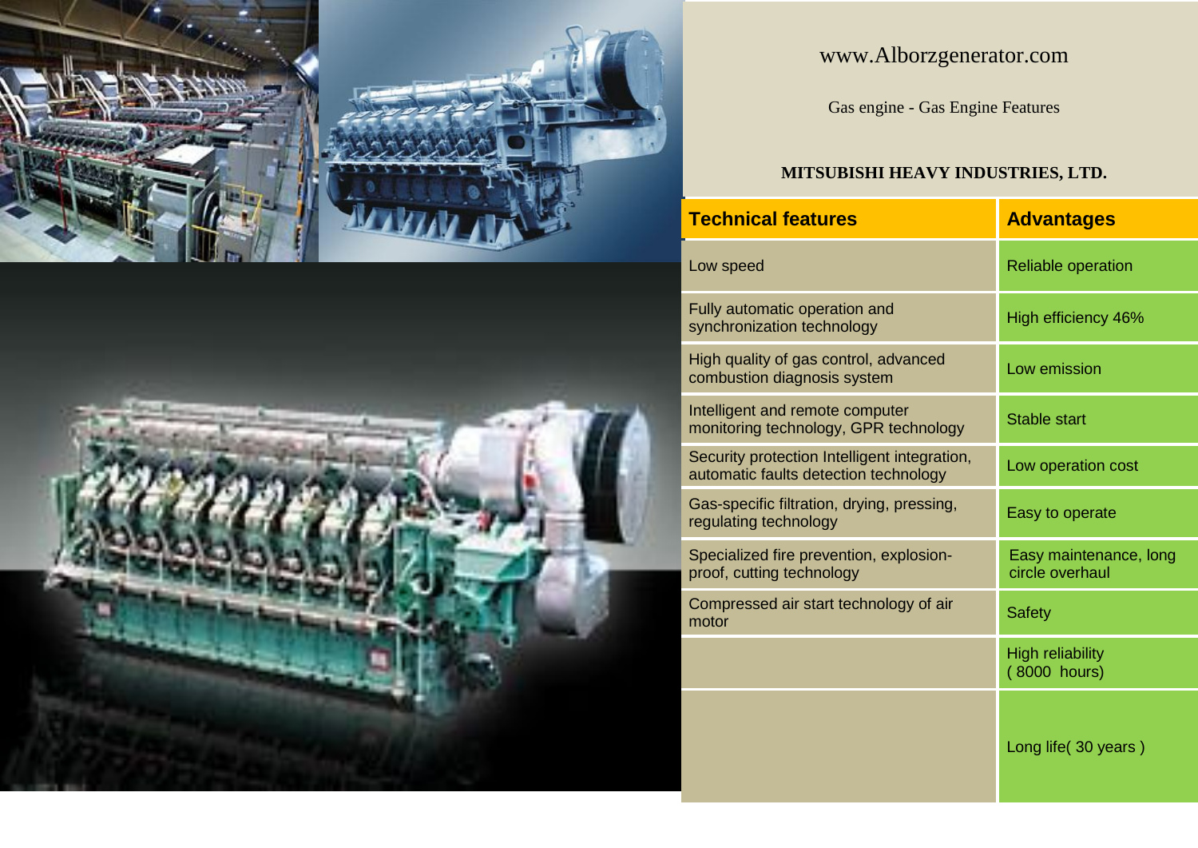www.Alborzgenerator.com

Gas engine - Gas Engine Features

**MITSUBISHI HEAVY INDUSTRIES, LTD.**

| Technical features | Advantages |
|---|---|
| Low speed | Reliable operation |
| Fully automatic operation and synchronization technology | High efficiency 46% |
| High quality of gas control, advanced combustion diagnosis system | Low emission |
| Intelligent and remote computer monitoring technology, GPR technology | Stable start |
| Security protection Intelligent integration, automatic faults detection technology | Low operation cost |
| Gas-specific filtration, drying, pressing, regulating technology | Easy to operate |
| Specialized fire prevention, explosion-proof, cutting technology | Easy maintenance, long circle overhaul |
| Compressed air start technology of air motor | Safety |
| | High reliability ( 8000 hours) |
| | Long life( 30 years ) |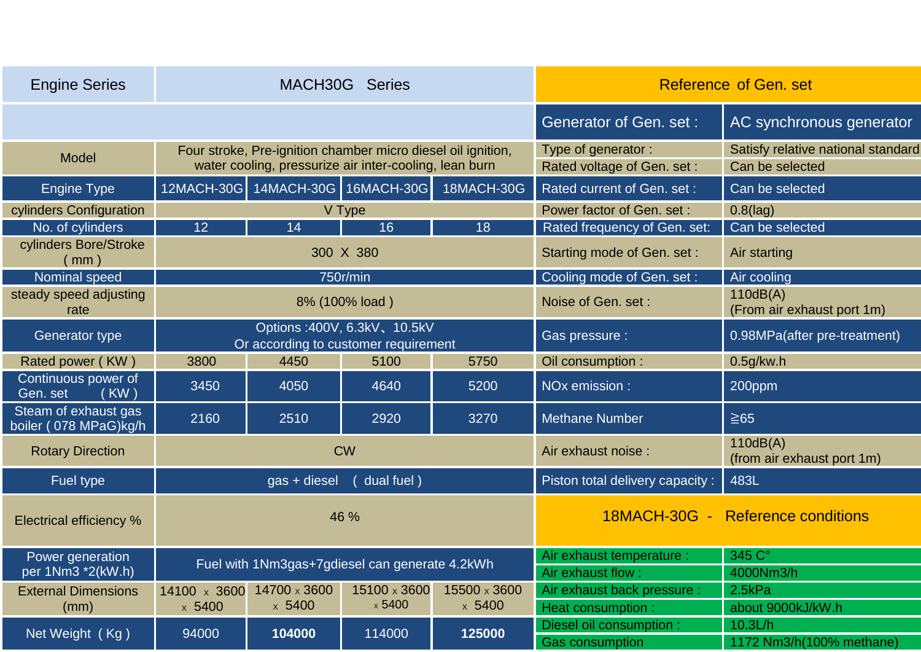| Engine Series | MACH30G Series | | | |
|---|---|---|---|---|
| | | | | |
| Model | Four stroke, Pre-ignition chamber micro diesel oil ignition, water cooling, pressurize air inter-cooling, lean burn | | | |
| Engine Type | 12MACH-30G | 14MACH-30G | 16MACH-30G | 18MACH-30G |
| cylinders Configuration | V Type | | | |
| No. of cylinders | 12 | 14 | 16 | 18 |
| cylinders Bore/Stroke ( mm ) | 300 X 380 | | | |
| Nominal speed | 750r/min | | | |
| steady speed adjusting rate | 8% (100% load ) | | | |
| Generator type | Options :400V, 6.3kV、10.5kV Or according to customer requirement | | | |
| Rated power ( KW ) | 3800 | 4450 | 5100 | 5750 |
| Continuous power of Gen. set ( KW ) | 3450 | 4050 | 4640 | 5200 |
| Steam of exhaust gas boiler ( 078 MPaG)kg/h | 2160 | 2510 | 2920 | 3270 |
| Rotary Direction | CW | | | |
| Fuel type | gas + diesel ( dual fuel ) | | | |
| Electrical efficiency % | 46 % | | | |
| Power generation per 1Nm3 *2(kW.h) | Fuel with 1Nm3gas+7gdiesel can generate 4.2kWh | | | |
| External Dimensions (mm) | 14100 x 3600 x 5400 | 14700 x 3600 x 5400 | 15100 x 3600 x 5400 | 15500 x 3600 x 5400 |
| Net Weight ( Kg ) | 94000 | **104000** | 114000 | **125000** |

| Reference of Gen. set | |
|---|---|
| Generator of Gen. set : | AC synchronous generator |
| Type of generator : | Satisfy relative national standard |
| Rated voltage of Gen. set : | Can be selected |
| Rated current of Gen. set : | Can be selected |
| Power factor of Gen. set : | 0.8(lag) |
| Rated frequency of Gen. set: | Can be selected |
| Starting mode of Gen. set : | Air starting |
| Cooling mode of Gen. set : | Air cooling |
| Noise of Gen. set : | 110dB(A) (From air exhaust port 1m) |
| Gas pressure : | 0.98MPa(after pre-treatment) |
| Oil consumption : | 0.5g/kw.h |
| NOx emission : | 200ppm |
| Methane Number | ≧65 |
| Air exhaust noise : | 110dB(A) (from air exhaust port 1m) |
| Piston total delivery capacity : | 483L |

| 18MACH-30G - Reference conditions | |
|---|---|
| Air exhaust temperature : | 345 C° |
| Air exhaust flow : | 4000Nm3/h |
| Air exhaust back pressure : | 2.5kPa |
| Heat consumption : | about 9000kJ/kW.h |
| Diesel oil consumption : | 10.3L/h |
| Gas consumption | 1172 Nm3/h(100% methane) |